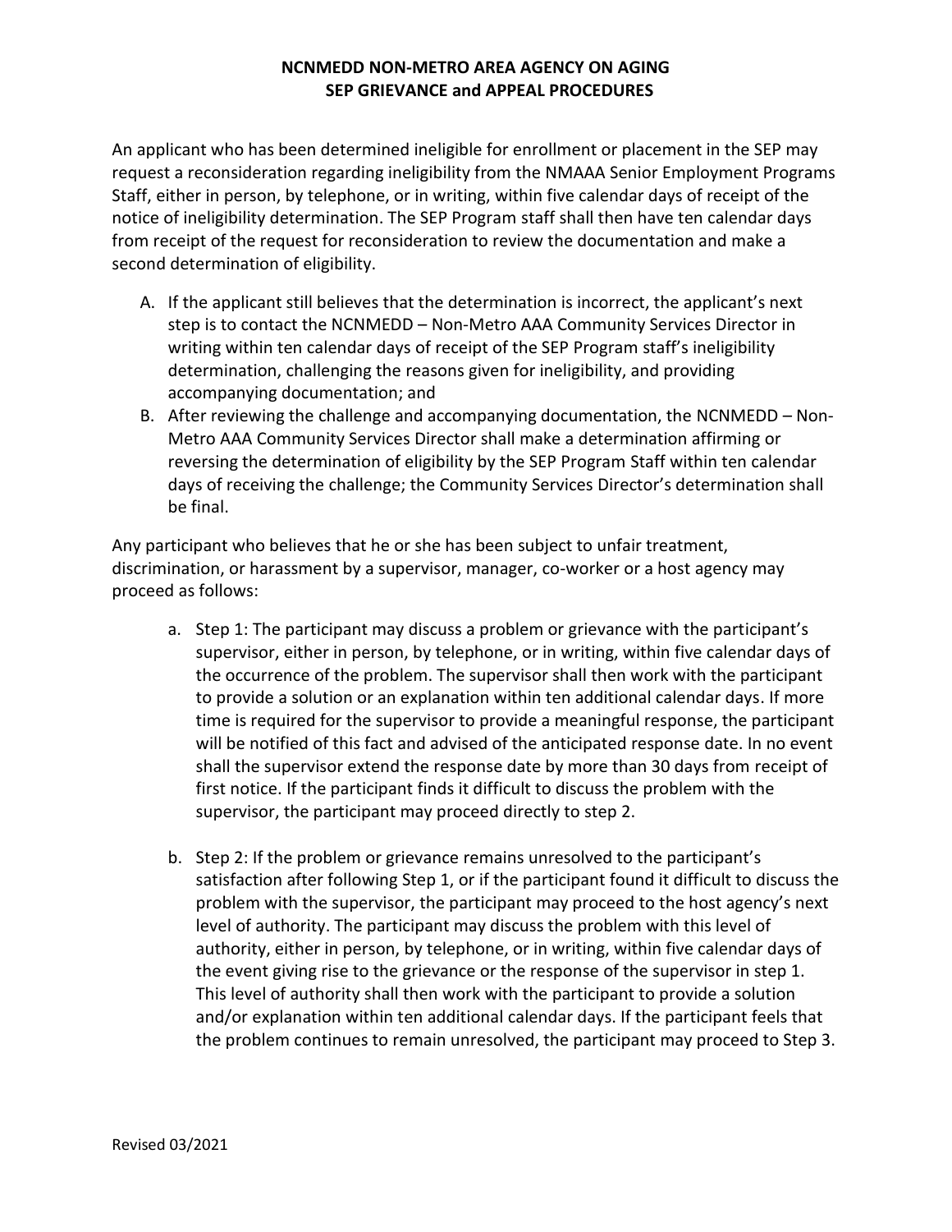# NCNMEDD NON-METRO AREA AGENCY ON AGING
## SEP GRIEVANCE and APPEAL PROCEDURES

An applicant who has been determined ineligible for enrollment or placement in the SEP may request a reconsideration regarding ineligibility from the NMAAA Senior Employment Programs Staff, either in person, by telephone, or in writing, within five calendar days of receipt of the notice of ineligibility determination. The SEP Program staff shall then have ten calendar days from receipt of the request for reconsideration to review the documentation and make a second determination of eligibility.

A. If the applicant still believes that the determination is incorrect, the applicant's next step is to contact the NCNMEDD – Non-Metro AAA Community Services Director in writing within ten calendar days of receipt of the SEP Program staff's ineligibility determination, challenging the reasons given for ineligibility, and providing accompanying documentation; and

B. After reviewing the challenge and accompanying documentation, the NCNMEDD – Non-Metro AAA Community Services Director shall make a determination affirming or reversing the determination of eligibility by the SEP Program Staff within ten calendar days of receiving the challenge; the Community Services Director's determination shall be final.

Any participant who believes that he or she has been subject to unfair treatment, discrimination, or harassment by a supervisor, manager, co-worker or a host agency may proceed as follows:

a. Step 1: The participant may discuss a problem or grievance with the participant's supervisor, either in person, by telephone, or in writing, within five calendar days of the occurrence of the problem. The supervisor shall then work with the participant to provide a solution or an explanation within ten additional calendar days. If more time is required for the supervisor to provide a meaningful response, the participant will be notified of this fact and advised of the anticipated response date. In no event shall the supervisor extend the response date by more than 30 days from receipt of first notice. If the participant finds it difficult to discuss the problem with the supervisor, the participant may proceed directly to step 2.

b. Step 2: If the problem or grievance remains unresolved to the participant's satisfaction after following Step 1, or if the participant found it difficult to discuss the problem with the supervisor, the participant may proceed to the host agency's next level of authority. The participant may discuss the problem with this level of authority, either in person, by telephone, or in writing, within five calendar days of the event giving rise to the grievance or the response of the supervisor in step 1. This level of authority shall then work with the participant to provide a solution and/or explanation within ten additional calendar days. If the participant feels that the problem continues to remain unresolved, the participant may proceed to Step 3.

Revised 03/2021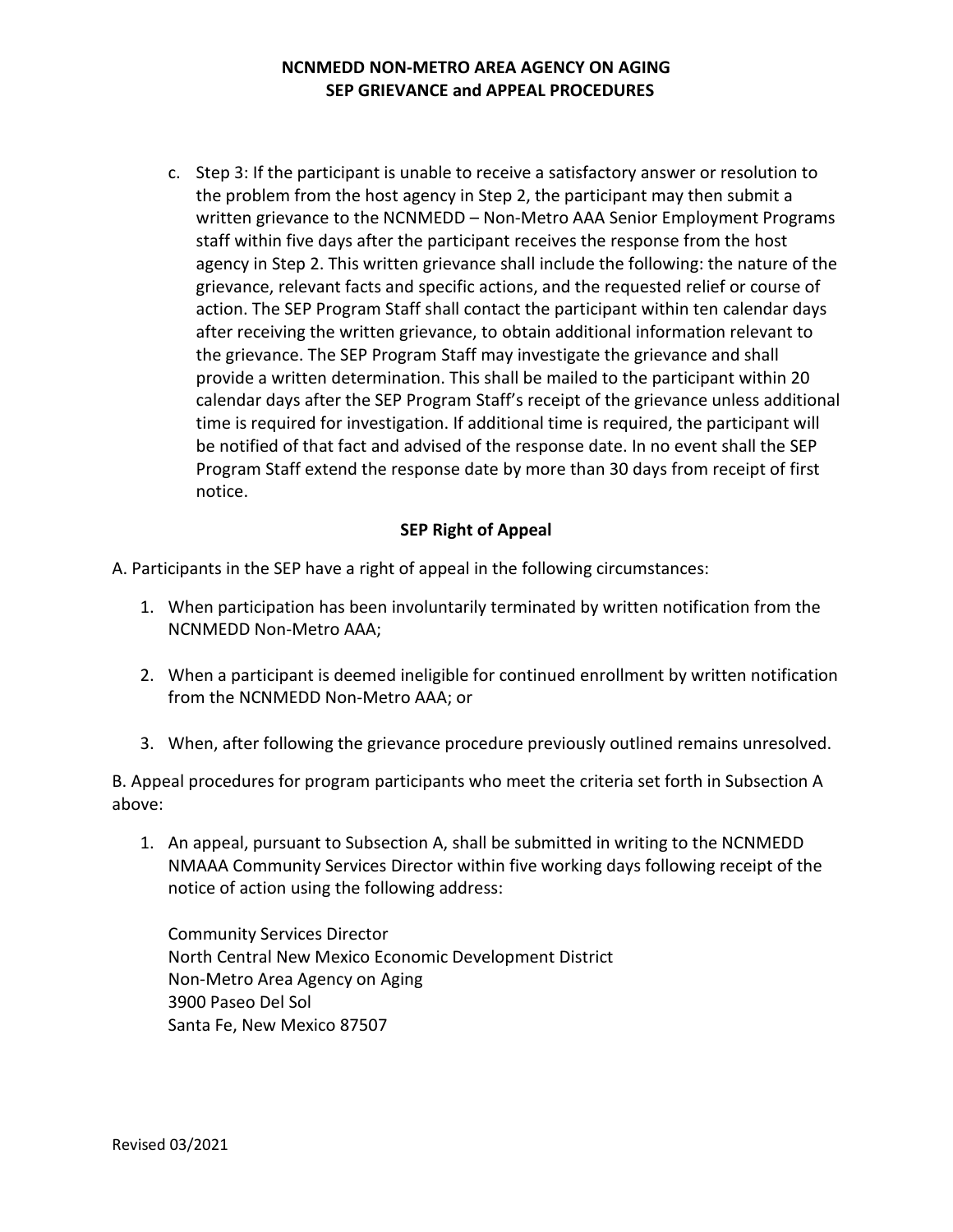c. Step 3: If the participant is unable to receive a satisfactory answer or resolution to the problem from the host agency in Step 2, the participant may then submit a written grievance to the NCNMEDD – Non-Metro AAA Senior Employment Programs staff within five days after the participant receives the response from the host agency in Step 2. This written grievance shall include the following: the nature of the grievance, relevant facts and specific actions, and the requested relief or course of action. The SEP Program Staff shall contact the participant within ten calendar days after receiving the written grievance, to obtain additional information relevant to the grievance. The SEP Program Staff may investigate the grievance and shall provide a written determination. This shall be mailed to the participant within 20 calendar days after the SEP Program Staff's receipt of the grievance unless additional time is required for investigation. If additional time is required, the participant will be notified of that fact and advised of the response date. In no event shall the SEP Program Staff extend the response date by more than 30 days from receipt of first notice.

## SEP Right of Appeal

A. Participants in the SEP have a right of appeal in the following circumstances:

1. When participation has been involuntarily terminated by written notification from the NCNMEDD Non-Metro AAA;

2. When a participant is deemed ineligible for continued enrollment by written notification from the NCNMEDD Non-Metro AAA; or

3. When, after following the grievance procedure previously outlined remains unresolved.

B. Appeal procedures for program participants who meet the criteria set forth in Subsection A above:

1. An appeal, pursuant to Subsection A, shall be submitted in writing to the NCNMEDD NMAAA Community Services Director within five working days following receipt of the notice of action using the following address:

   Community Services Director
   North Central New Mexico Economic Development District
   Non-Metro Area Agency on Aging
   3900 Paseo Del Sol
   Santa Fe, New Mexico 87507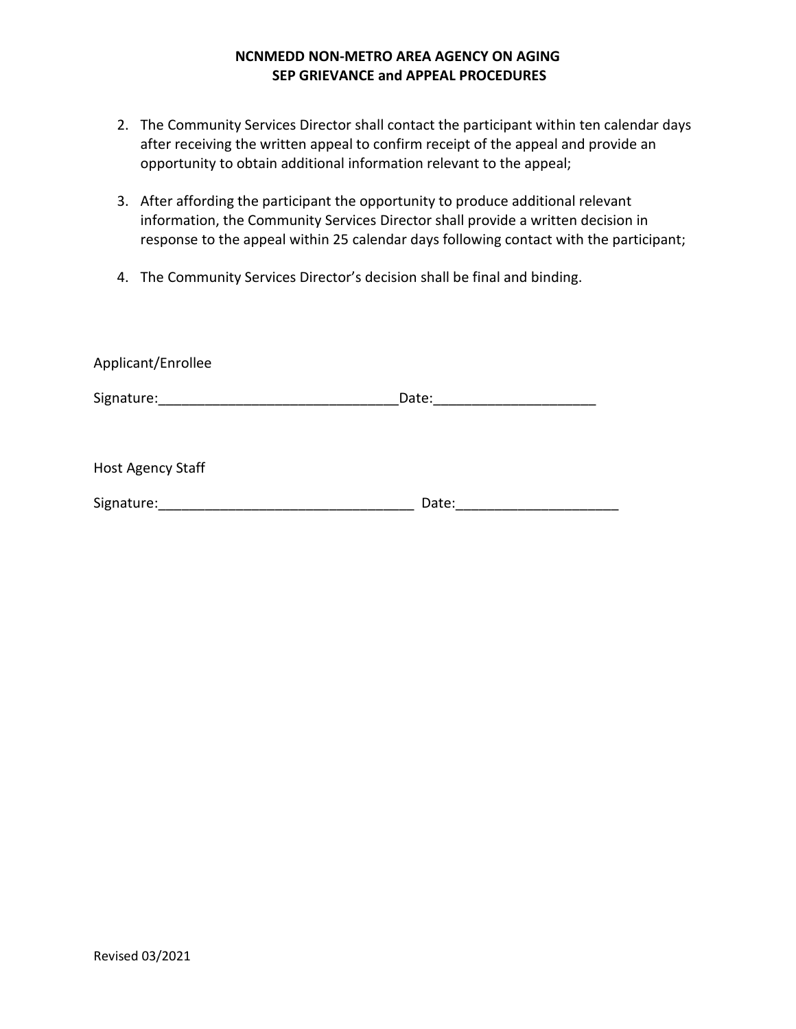2. The Community Services Director shall contact the participant within ten calendar days after receiving the written appeal to confirm receipt of the appeal and provide an opportunity to obtain additional information relevant to the appeal;

3. After affording the participant the opportunity to produce additional relevant information, the Community Services Director shall provide a written decision in response to the appeal within 25 calendar days following contact with the participant;

4. The Community Services Director's decision shall be final and binding.

Applicant/Enrollee

Signature:______________________________Date:____________________

Host Agency Staff

Signature:________________________________ Date:____________________

Revised 03/2021